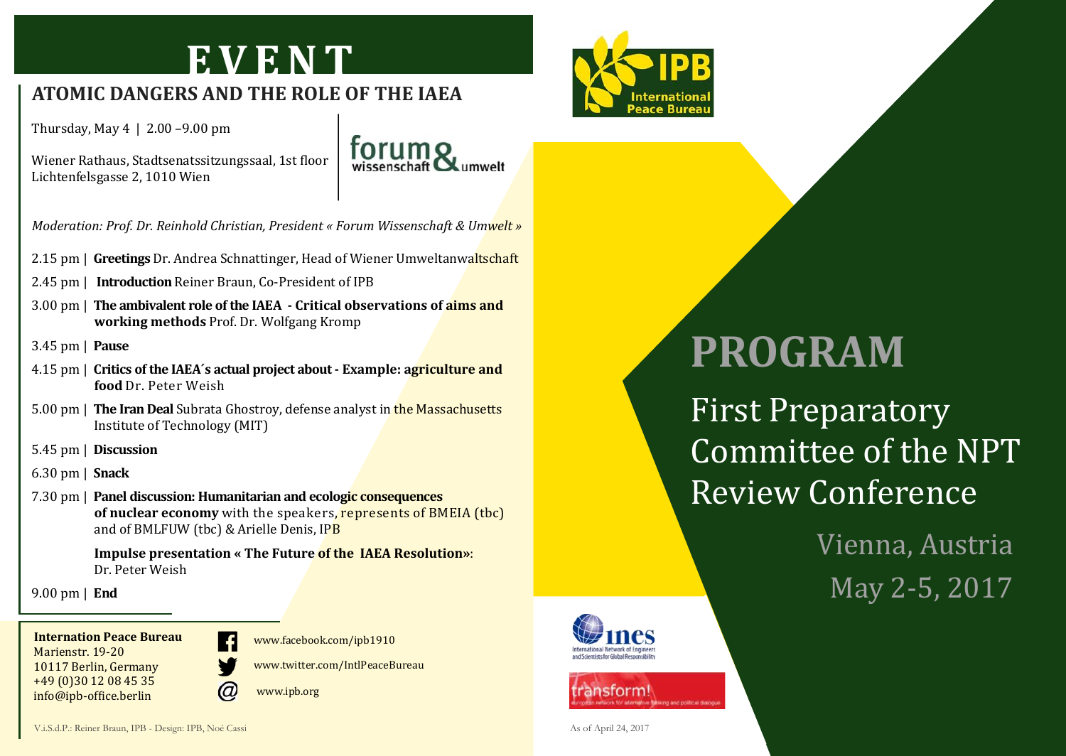# EVENT

## ATOMIC DANGERS AND THE ROLE OF THE IAEA

Thursday, May 4 | 2.00 –9.00 pm

Wiener Rathaus, Stadtsenatssitzungssaal, 1st floor
Lichtenfelsgasse 2, 1010 Wien

forum wissenschaft & umwelt

*Moderation: Prof. Dr. Reinhold Christian, President « Forum Wissenschaft & Umwelt »*

2.15 pm | **Greetings** Dr. Andrea Schnattinger, Head of Wiener Umweltanwaltschaft

2.45 pm | **Introduction** Reiner Braun, Co-President of IPB

3.00 pm | **The ambivalent role of the IAEA - Critical observations of aims and working methods** Prof. Dr. Wolfgang Kromp

3.45 pm | **Pause**

4.15 pm | **Critics of the IAEA´s actual project about - Example: agriculture and food** Dr. Peter Weish

5.00 pm | **The Iran Deal** Subrata Ghostroy, defense analyst in the Massachusetts Institute of Technology (MIT)

5.45 pm | **Discussion**

6.30 pm | **Snack**

7.30 pm | **Panel discussion: Humanitarian and ecologic consequences of nuclear economy** with the speakers, represents of BMEIA (tbc) and of BMLFUW (tbc) & Arielle Denis, IPB

**Impulse presentation « The Future of the IAEA Resolution»**: Dr. Peter Weish

9.00 pm | **End**

**Internation Peace Bureau**
Marienstr. 19-20
10117 Berlin, Germany
+49 (0)30 12 08 45 35
info@ipb-office.berlin

www.facebook.com/ipb1910
www.twitter.com/IntlPeaceBureau
www.ipb.org

V.i.S.d.P.: Reiner Braun, IPB - Design: IPB, Noé Cassi

IPB International Peace Bureau

# PROGRAM

## First Preparatory Committee of the NPT Review Conference

Vienna, Austria
May 2-5, 2017

ines International Network of Engineers and Scientists for Global Responsibility

transform! european network for alternative thinking and political dialogue

As of April 24, 2017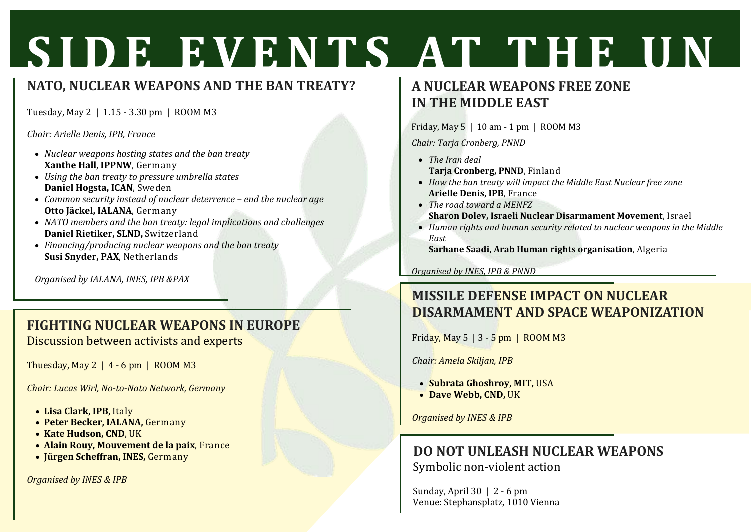# SIDE EVENTS AT THE UN

## NATO, NUCLEAR WEAPONS AND THE BAN TREATY?

Tuesday, May 2 | 1.15 - 3.30 pm | ROOM M3

*Chair: Arielle Denis, IPB, France*

- *Nuclear weapons hosting states and the ban treaty*
  **Xanthe Hall**, **IPPNW**, Germany
- *Using the ban treaty to pressure umbrella states*
  **Daniel Hogsta, ICAN**, Sweden
- *Common security instead of nuclear deterrence – end the nuclear age*
  **Otto Jäckel, IALANA**, Germany
- *NATO members and the ban treaty: legal implications and challenges*
  **Daniel Rietiker, SLND,** Switzerland
- *Financing/producing nuclear weapons and the ban treaty*
  **Susi Snyder, PAX**, Netherlands

*Organised by IALANA, INES, IPB &PAX*

## FIGHTING NUCLEAR WEAPONS IN EUROPE

Discussion between activists and experts

Thuesday, May 2 | 4 - 6 pm | ROOM M3

*Chair: Lucas Wirl, No-to-Nato Network, Germany*

- **Lisa Clark, IPB,** Italy
- **Peter Becker, IALANA,** Germany
- **Kate Hudson, CND**, UK
- **Alain Rouy, Mouvement de la paix**, France
- **Jürgen Scheffran, INES,** Germany

*Organised by INES & IPB*

## A NUCLEAR WEAPONS FREE ZONE IN THE MIDDLE EAST

Friday, May 5 | 10 am - 1 pm | ROOM M3

*Chair: Tarja Cronberg, PNND*

- *The Iran deal*
  **Tarja Cronberg, PNND**, Finland
- *How the ban treaty will impact the Middle East Nuclear free zone*
  **Arielle Denis, IPB**, France
- *The road toward a MENFZ*
  **Sharon Dolev, Israeli Nuclear Disarmament Movement**, Israel
- *Human rights and human security related to nuclear weapons in the Middle East*
  **Sarhane Saadi, Arab Human rights organisation**, Algeria

*Organised by INES, IPB & PNND*

## MISSILE DEFENSE IMPACT ON NUCLEAR DISARMAMENT AND SPACE WEAPONIZATION

Friday, May 5 | 3 - 5 pm | ROOM M3

*Chair: Amela Skiljan, IPB*

- **Subrata Ghoshroy, MIT,** USA
- **Dave Webb, CND,** UK

*Organised by INES & IPB*

## DO NOT UNLEASH NUCLEAR WEAPONS

Symbolic non-violent action

Sunday, April 30 | 2 - 6 pm
Venue: Stephansplatz, 1010 Vienna